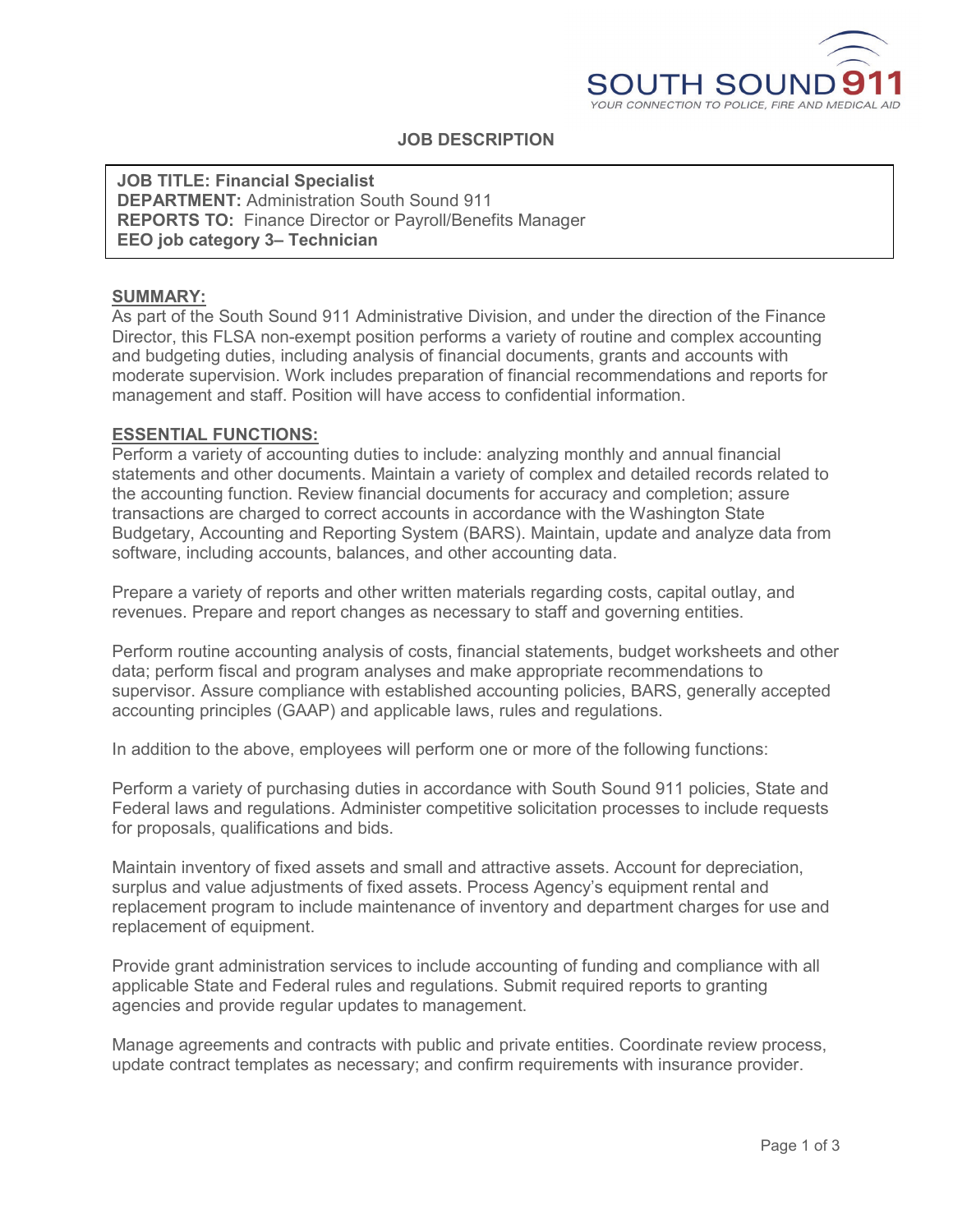SOUTH SOUND 911

YOUR CONNECTION TO POLICE, FIRE AND MEDICAL AID

# JOB DESCRIPTION

**JOB TITLE: Financial Specialist**
**DEPARTMENT:** Administration South Sound 911
**REPORTS TO:** Finance Director or Payroll/Benefits Manager
**EEO job category 3– Technician**

## SUMMARY:

As part of the South Sound 911 Administrative Division, and under the direction of the Finance Director, this FLSA non-exempt position performs a variety of routine and complex accounting and budgeting duties, including analysis of financial documents, grants and accounts with moderate supervision. Work includes preparation of financial recommendations and reports for management and staff. Position will have access to confidential information.

## ESSENTIAL FUNCTIONS:

Perform a variety of accounting duties to include: analyzing monthly and annual financial statements and other documents. Maintain a variety of complex and detailed records related to the accounting function. Review financial documents for accuracy and completion; assure transactions are charged to correct accounts in accordance with the Washington State Budgetary, Accounting and Reporting System (BARS). Maintain, update and analyze data from software, including accounts, balances, and other accounting data.

Prepare a variety of reports and other written materials regarding costs, capital outlay, and revenues. Prepare and report changes as necessary to staff and governing entities.

Perform routine accounting analysis of costs, financial statements, budget worksheets and other data; perform fiscal and program analyses and make appropriate recommendations to supervisor. Assure compliance with established accounting policies, BARS, generally accepted accounting principles (GAAP) and applicable laws, rules and regulations.

In addition to the above, employees will perform one or more of the following functions:

Perform a variety of purchasing duties in accordance with South Sound 911 policies, State and Federal laws and regulations. Administer competitive solicitation processes to include requests for proposals, qualifications and bids.

Maintain inventory of fixed assets and small and attractive assets. Account for depreciation, surplus and value adjustments of fixed assets. Process Agency's equipment rental and replacement program to include maintenance of inventory and department charges for use and replacement of equipment.

Provide grant administration services to include accounting of funding and compliance with all applicable State and Federal rules and regulations. Submit required reports to granting agencies and provide regular updates to management.

Manage agreements and contracts with public and private entities. Coordinate review process, update contract templates as necessary; and confirm requirements with insurance provider.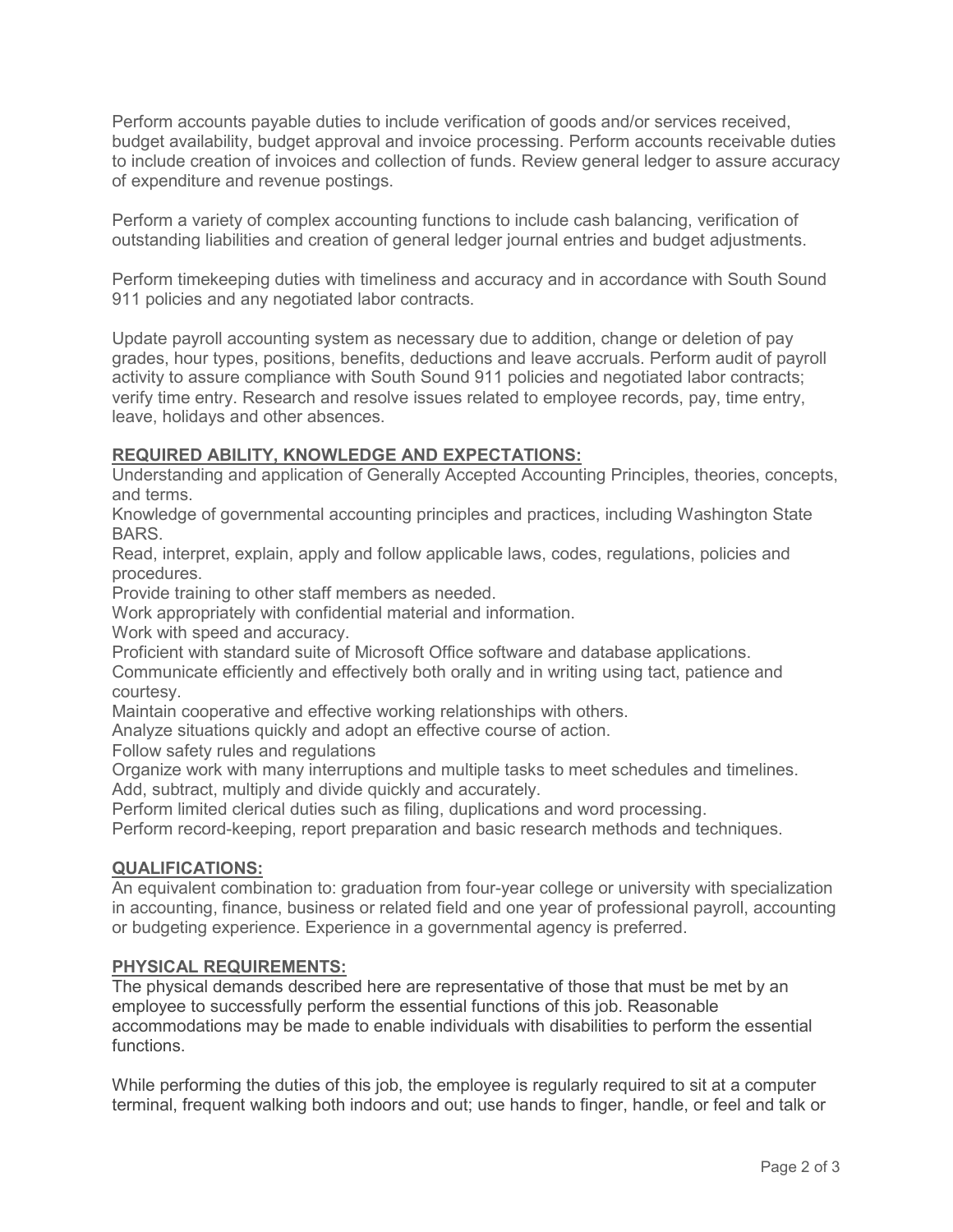Perform accounts payable duties to include verification of goods and/or services received, budget availability, budget approval and invoice processing. Perform accounts receivable duties to include creation of invoices and collection of funds. Review general ledger to assure accuracy of expenditure and revenue postings.

Perform a variety of complex accounting functions to include cash balancing, verification of outstanding liabilities and creation of general ledger journal entries and budget adjustments.

Perform timekeeping duties with timeliness and accuracy and in accordance with South Sound 911 policies and any negotiated labor contracts.

Update payroll accounting system as necessary due to addition, change or deletion of pay grades, hour types, positions, benefits, deductions and leave accruals. Perform audit of payroll activity to assure compliance with South Sound 911 policies and negotiated labor contracts; verify time entry. Research and resolve issues related to employee records, pay, time entry, leave, holidays and other absences.

## REQUIRED ABILITY, KNOWLEDGE AND EXPECTATIONS:

Understanding and application of Generally Accepted Accounting Principles, theories, concepts, and terms.
Knowledge of governmental accounting principles and practices, including Washington State BARS.
Read, interpret, explain, apply and follow applicable laws, codes, regulations, policies and procedures.
Provide training to other staff members as needed.
Work appropriately with confidential material and information.
Work with speed and accuracy.
Proficient with standard suite of Microsoft Office software and database applications.
Communicate efficiently and effectively both orally and in writing using tact, patience and courtesy.
Maintain cooperative and effective working relationships with others.
Analyze situations quickly and adopt an effective course of action.
Follow safety rules and regulations
Organize work with many interruptions and multiple tasks to meet schedules and timelines.
Add, subtract, multiply and divide quickly and accurately.
Perform limited clerical duties such as filing, duplications and word processing.
Perform record-keeping, report preparation and basic research methods and techniques.

## QUALIFICATIONS:

An equivalent combination to: graduation from four-year college or university with specialization in accounting, finance, business or related field and one year of professional payroll, accounting or budgeting experience. Experience in a governmental agency is preferred.

## PHYSICAL REQUIREMENTS:

The physical demands described here are representative of those that must be met by an employee to successfully perform the essential functions of this job. Reasonable accommodations may be made to enable individuals with disabilities to perform the essential functions.

While performing the duties of this job, the employee is regularly required to sit at a computer terminal, frequent walking both indoors and out; use hands to finger, handle, or feel and talk or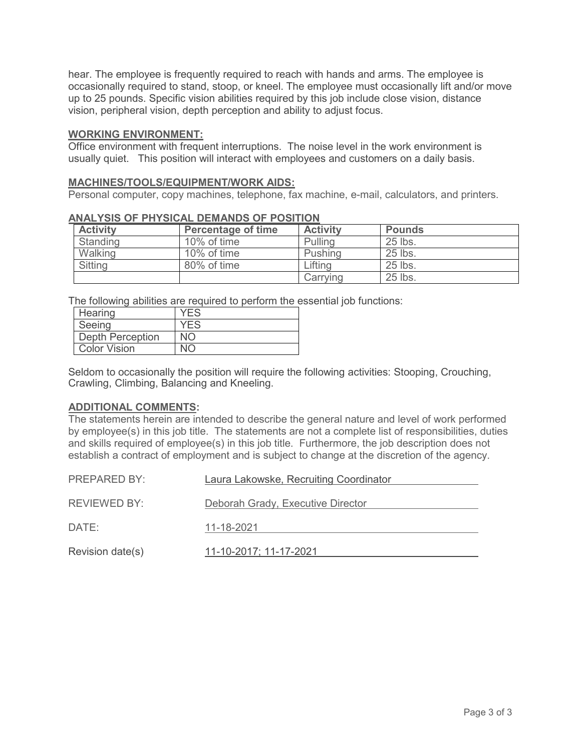hear. The employee is frequently required to reach with hands and arms. The employee is occasionally required to stand, stoop, or kneel. The employee must occasionally lift and/or move up to 25 pounds. Specific vision abilities required by this job include close vision, distance vision, peripheral vision, depth perception and ability to adjust focus.

**WORKING ENVIRONMENT:**

Office environment with frequent interruptions. The noise level in the work environment is usually quiet. This position will interact with employees and customers on a daily basis.

**MACHINES/TOOLS/EQUIPMENT/WORK AIDS:**

Personal computer, copy machines, telephone, fax machine, e-mail, calculators, and printers.

**ANALYSIS OF PHYSICAL DEMANDS OF POSITION**

| Activity | Percentage of time | Activity | Pounds |
|---|---|---|---|
| Standing | 10% of time | Pulling | 25 lbs. |
| Walking | 10% of time | Pushing | 25 lbs. |
| Sitting | 80% of time | Lifting | 25 lbs. |
| | | Carrying | 25 lbs. |

The following abilities are required to perform the essential job functions:

| | |
|---|---|
| Hearing | YES |
| Seeing | YES |
| Depth Perception | NO |
| Color Vision | NO |

Seldom to occasionally the position will require the following activities: Stooping, Crouching, Crawling, Climbing, Balancing and Kneeling.

**ADDITIONAL COMMENTS:**

The statements herein are intended to describe the general nature and level of work performed by employee(s) in this job title. The statements are not a complete list of responsibilities, duties and skills required of employee(s) in this job title. Furthermore, the job description does not establish a contract of employment and is subject to change at the discretion of the agency.

PREPARED BY: Laura Lakowske, Recruiting Coordinator

REVIEWED BY: Deborah Grady, Executive Director

DATE: 11-18-2021

Revision date(s) 11-10-2017; 11-17-2021